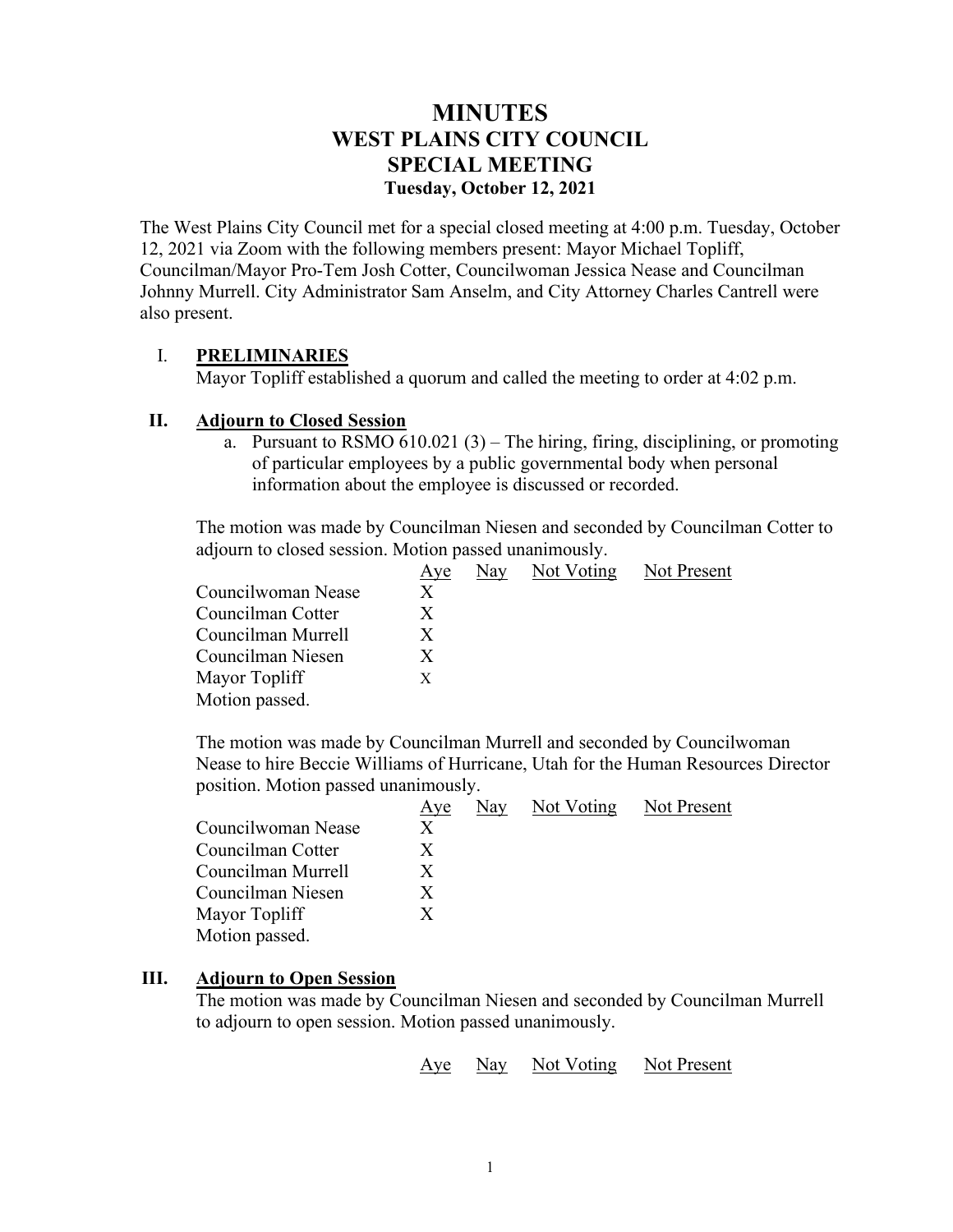# MINUTES
# WEST PLAINS CITY COUNCIL
# SPECIAL MEETING
### Tuesday, October 12, 2021

The West Plains City Council met for a special closed meeting at 4:00 p.m. Tuesday, October 12, 2021 via Zoom with the following members present: Mayor Michael Topliff, Councilman/Mayor Pro-Tem Josh Cotter, Councilwoman Jessica Nease and Councilman Johnny Murrell. City Administrator Sam Anselm, and City Attorney Charles Cantrell were also present.

## I. PRELIMINARIES

Mayor Topliff established a quorum and called the meeting to order at 4:02 p.m.

## II. Adjourn to Closed Session

a. Pursuant to RSMO 610.021 (3) – The hiring, firing, disciplining, or promoting of particular employees by a public governmental body when personal information about the employee is discussed or recorded.

The motion was made by Councilman Niesen and seconded by Councilman Cotter to adjourn to closed session. Motion passed unanimously.

| | Aye | Nay | Not Voting | Not Present |
|---|---|---|---|---|
| Councilwoman Nease | X | | | |
| Councilman Cotter | X | | | |
| Councilman Murrell | X | | | |
| Councilman Niesen | X | | | |
| Mayor Topliff | X | | | |

Motion passed.

The motion was made by Councilman Murrell and seconded by Councilwoman Nease to hire Beccie Williams of Hurricane, Utah for the Human Resources Director position. Motion passed unanimously.

| | Aye | Nay | Not Voting | Not Present |
|---|---|---|---|---|
| Councilwoman Nease | X | | | |
| Councilman Cotter | X | | | |
| Councilman Murrell | X | | | |
| Councilman Niesen | X | | | |
| Mayor Topliff | X | | | |

Motion passed.

## III. Adjourn to Open Session

The motion was made by Councilman Niesen and seconded by Councilman Murrell to adjourn to open session. Motion passed unanimously.

| | Aye | Nay | Not Voting | Not Present |
|---|---|---|---|---|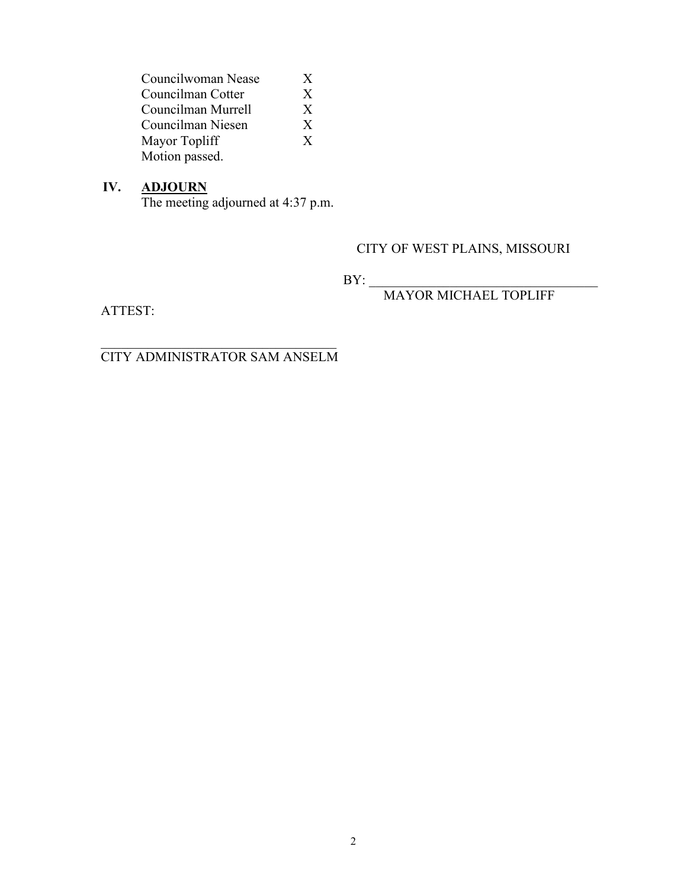| | |
|---|---|
| Councilwoman Nease | X |
| Councilman Cotter | X |
| Councilman Murrell | X |
| Councilman Niesen | X |
| Mayor Topliff | X |

Motion passed.

## IV. ADJOURN

The meeting adjourned at 4:37 p.m.

CITY OF WEST PLAINS, MISSOURI

BY: ___________________________________
MAYOR MICHAEL TOPLIFF

ATTEST:

___________________________________
CITY ADMINISTRATOR SAM ANSELM